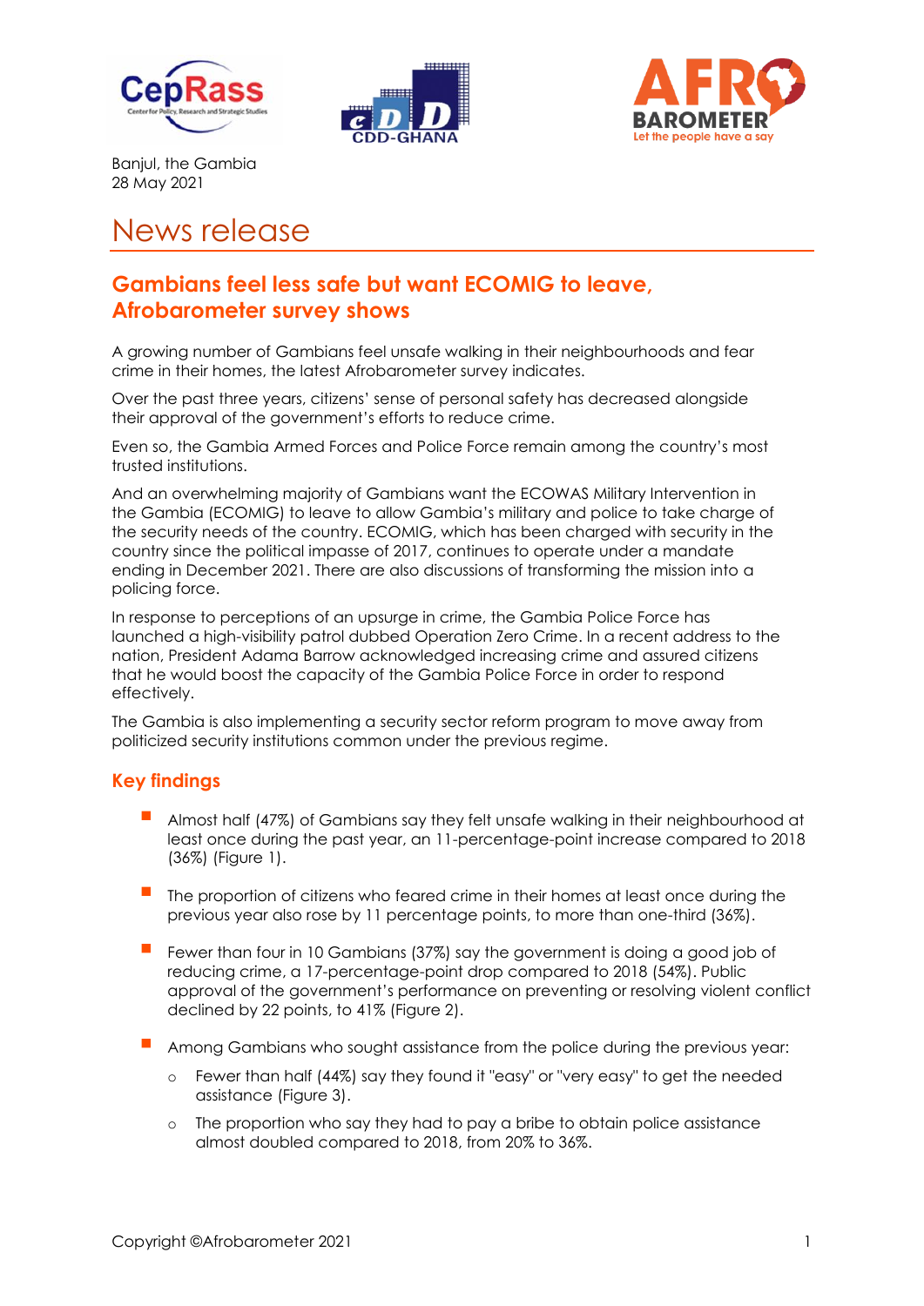Banjul, the Gambia
28 May 2021

# News release

## Gambians feel less safe but want ECOMIG to leave, Afrobarometer survey shows

A growing number of Gambians feel unsafe walking in their neighbourhoods and fear crime in their homes, the latest Afrobarometer survey indicates.

Over the past three years, citizens' sense of personal safety has decreased alongside their approval of the government's efforts to reduce crime.

Even so, the Gambia Armed Forces and Police Force remain among the country's most trusted institutions.

And an overwhelming majority of Gambians want the ECOWAS Military Intervention in the Gambia (ECOMIG) to leave to allow Gambia's military and police to take charge of the security needs of the country. ECOMIG, which has been charged with security in the country since the political impasse of 2017, continues to operate under a mandate ending in December 2021. There are also discussions of transforming the mission into a policing force.

In response to perceptions of an upsurge in crime, the Gambia Police Force has launched a high-visibility patrol dubbed Operation Zero Crime. In a recent address to the nation, President Adama Barrow acknowledged increasing crime and assured citizens that he would boost the capacity of the Gambia Police Force in order to respond effectively.

The Gambia is also implementing a security sector reform program to move away from politicized security institutions common under the previous regime.

### Key findings

- Almost half (47%) of Gambians say they felt unsafe walking in their neighbourhood at least once during the past year, an 11-percentage-point increase compared to 2018 (36%) (Figure 1).
- The proportion of citizens who feared crime in their homes at least once during the previous year also rose by 11 percentage points, to more than one-third (36%).
- Fewer than four in 10 Gambians (37%) say the government is doing a good job of reducing crime, a 17-percentage-point drop compared to 2018 (54%). Public approval of the government's performance on preventing or resolving violent conflict declined by 22 points, to 41% (Figure 2).
- Among Gambians who sought assistance from the police during the previous year:
  - Fewer than half (44%) say they found it "easy" or "very easy" to get the needed assistance (Figure 3).
  - The proportion who say they had to pay a bribe to obtain police assistance almost doubled compared to 2018, from 20% to 36%.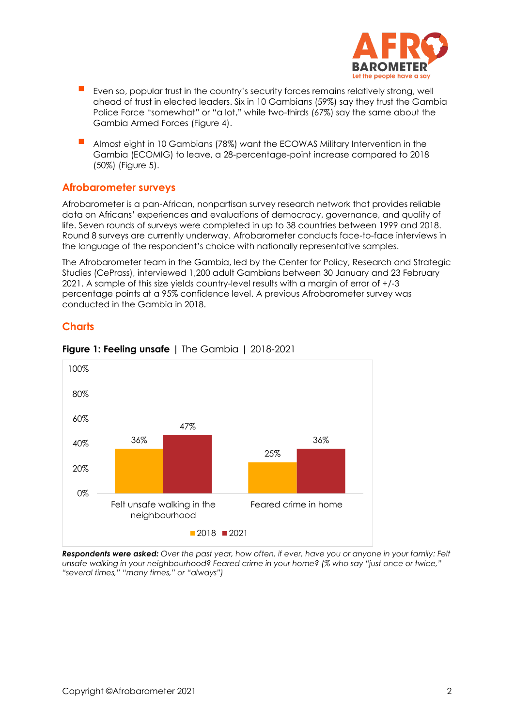- Even so, popular trust in the country's security forces remains relatively strong, well ahead of trust in elected leaders. Six in 10 Gambians (59%) say they trust the Gambia Police Force "somewhat" or "a lot," while two-thirds (67%) say the same about the Gambia Armed Forces (Figure 4).
- Almost eight in 10 Gambians (78%) want the ECOWAS Military Intervention in the Gambia (ECOMIG) to leave, a 28-percentage-point increase compared to 2018 (50%) (Figure 5).

## Afrobarometer surveys

Afrobarometer is a pan-African, nonpartisan survey research network that provides reliable data on Africans' experiences and evaluations of democracy, governance, and quality of life. Seven rounds of surveys were completed in up to 38 countries between 1999 and 2018. Round 8 surveys are currently underway. Afrobarometer conducts face-to-face interviews in the language of the respondent's choice with nationally representative samples.

The Afrobarometer team in the Gambia, led by the Center for Policy, Research and Strategic Studies (CePrass), interviewed 1,200 adult Gambians between 30 January and 23 February 2021. A sample of this size yields country-level results with a margin of error of +/-3 percentage points at a 95% confidence level. A previous Afrobarometer survey was conducted in the Gambia in 2018.

## Charts

**Figure 1: Feeling unsafe** | The Gambia | 2018-2021

| | 2018 | 2021 |
|---|---|---|
| Felt unsafe walking in the neighbourhood | 36% | 47% |
| Feared crime in home | 25% | 36% |

***Respondents were asked:*** *Over the past year, how often, if ever, have you or anyone in your family: Felt unsafe walking in your neighbourhood? Feared crime in your home? (% who say "just once or twice," "several times," "many times," or "always")*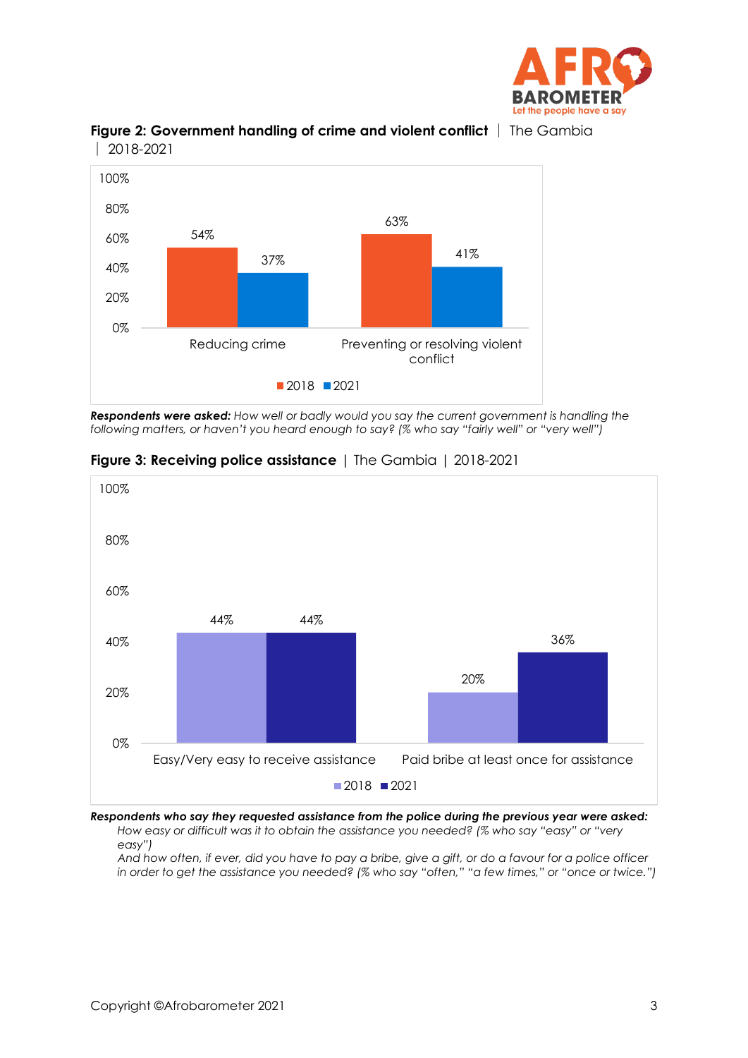**Figure 2: Government handling of crime and violent conflict** | The Gambia | 2018-2021

| | 2018 | 2021 |
|---|---|---|
| Reducing crime | 54% | 37% |
| Preventing or resolving violent conflict | 63% | 41% |

***Respondents were asked:*** *How well or badly would you say the current government is handling the following matters, or haven't you heard enough to say? (% who say "fairly well" or "very well")*

**Figure 3: Receiving police assistance** | The Gambia | 2018-2021

| | 2018 | 2021 |
|---|---|---|
| Easy/Very easy to receive assistance | 44% | 44% |
| Paid bribe at least once for assistance | 20% | 36% |

***Respondents who say they requested assistance from the police during the previous year were asked:***

*How easy or difficult was it to obtain the assistance you needed? (% who say "easy" or "very easy")*

*And how often, if ever, did you have to pay a bribe, give a gift, or do a favour for a police officer in order to get the assistance you needed? (% who say "often," "a few times," or "once or twice.")*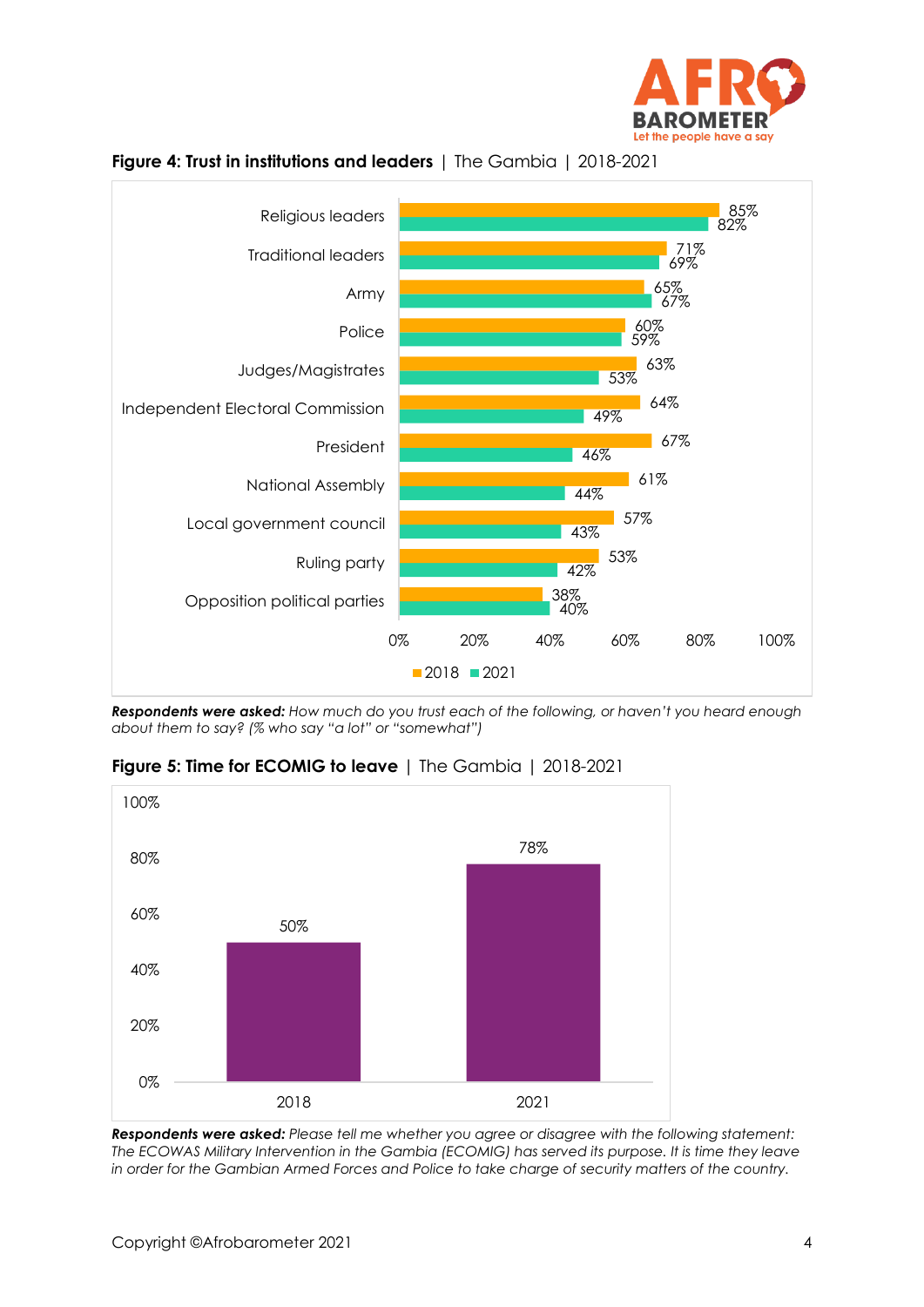**Figure 4: Trust in institutions and leaders** | The Gambia | 2018-2021

| | 2018 | 2021 |
|---|---|---|
| Religious leaders | 85% | 82% |
| Traditional leaders | 71% | 69% |
| Army | 65% | 67% |
| Police | 60% | 59% |
| Judges/Magistrates | 63% | 53% |
| Independent Electoral Commission | 64% | 49% |
| President | 67% | 46% |
| National Assembly | 61% | 44% |
| Local government council | 57% | 43% |
| Ruling party | 53% | 42% |
| Opposition political parties | 38% | 40% |

***Respondents were asked:*** *How much do you trust each of the following, or haven't you heard enough about them to say? (% who say "a lot" or "somewhat")*

**Figure 5: Time for ECOMIG to leave** | The Gambia | 2018-2021

| 2018 | 2021 |
|---|---|
| 50% | 78% |

***Respondents were asked:*** *Please tell me whether you agree or disagree with the following statement: The ECOWAS Military Intervention in the Gambia (ECOMIG) has served its purpose. It is time they leave in order for the Gambian Armed Forces and Police to take charge of security matters of the country.*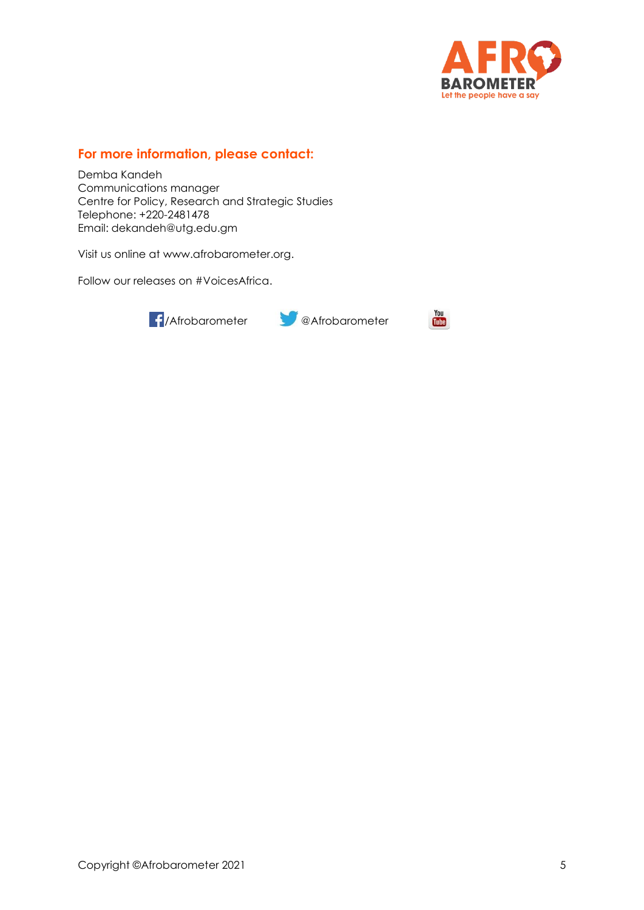## For more information, please contact:

Demba Kandeh
Communications manager
Centre for Policy, Research and Strategic Studies
Telephone: +220-2481478
Email: dekandeh@utg.edu.gm

Visit us online at www.afrobarometer.org.

Follow our releases on #VoicesAfrica.

/Afrobarometer @Afrobarometer

Copyright ©Afrobarometer 2021